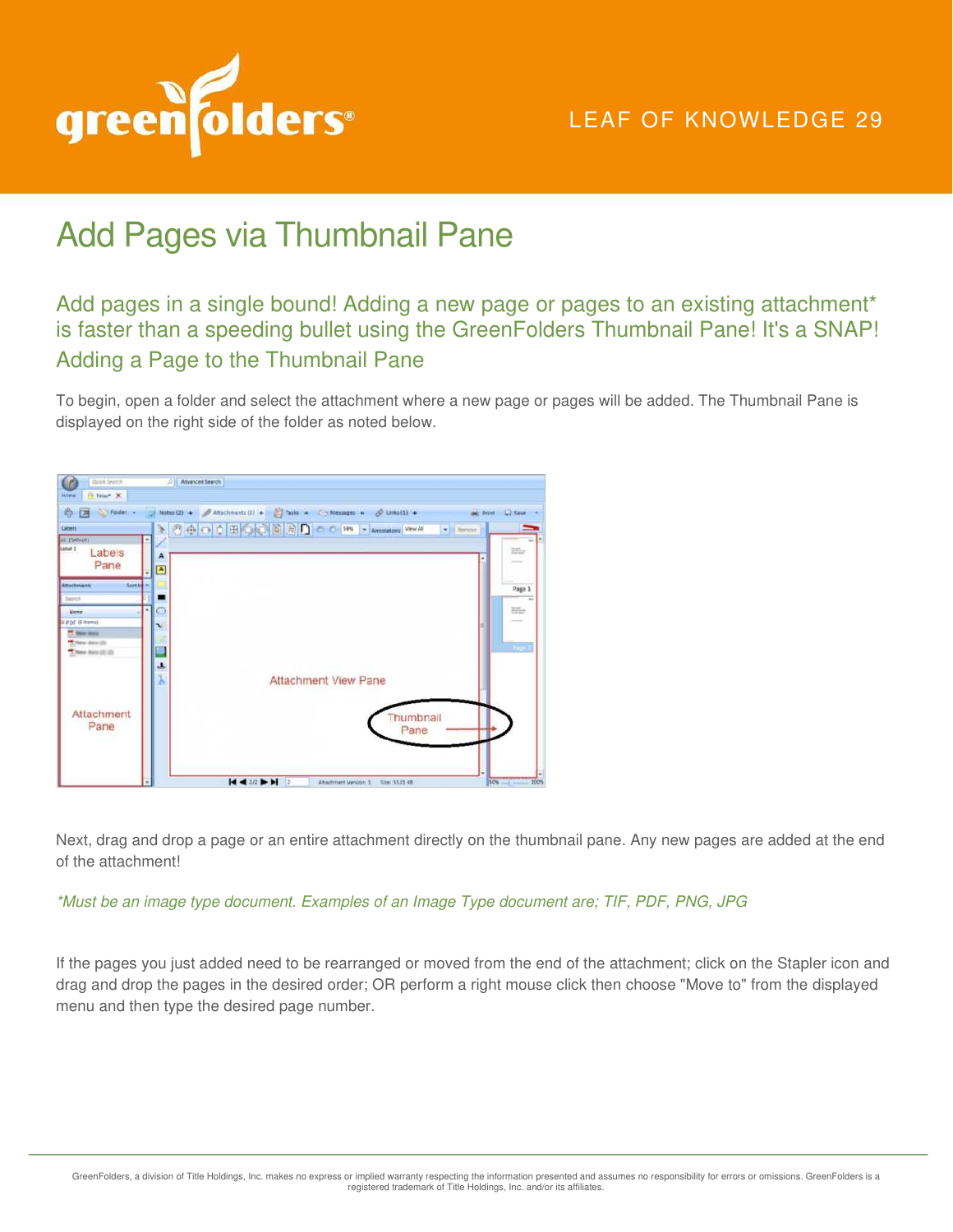LEAF OF KNOWLEDGE 29

# Add Pages via Thumbnail Pane

## Add pages in a single bound! Adding a new page or pages to an existing attachment* is faster than a speeding bullet using the GreenFolders Thumbnail Pane! It's a SNAP!

### Adding a Page to the Thumbnail Pane

To begin, open a folder and select the attachment where a new page or pages will be added. The Thumbnail Pane is displayed on the right side of the folder as noted below.

Next, drag and drop a page or an entire attachment directly on the thumbnail pane. Any new pages are added at the end of the attachment!

*\*Must be an image type document. Examples of an Image Type document are; TIF, PDF, PNG, JPG*

If the pages you just added need to be rearranged or moved from the end of the attachment; click on the Stapler icon and drag and drop the pages in the desired order; OR perform a right mouse click then choose "Move to" from the displayed menu and then type the desired page number.

GreenFolders, a division of Title Holdings, Inc. makes no express or implied warranty respecting the information presented and assumes no responsibility for errors or omissions. GreenFolders is a registered trademark of Title Holdings, Inc. and/or its affiliates.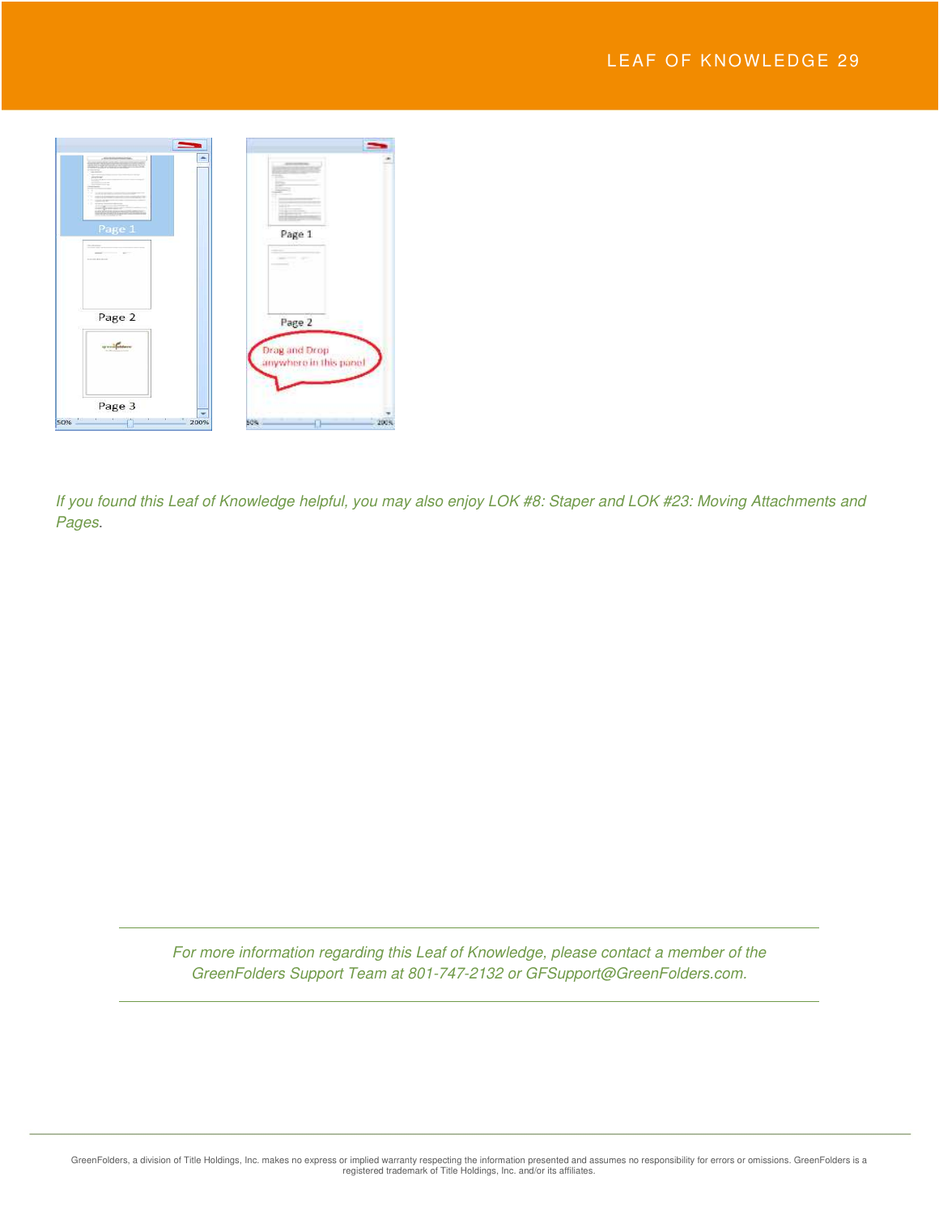*If you found this Leaf of Knowledge helpful, you may also enjoy LOK #8: Staper and LOK #23: Moving Attachments and Pages*.

---

*For more information regarding this Leaf of Knowledge, please contact a member of the GreenFolders Support Team at 801-747-2132 or GFSupport@GreenFolders.com.*

---

GreenFolders, a division of Title Holdings, Inc. makes no express or implied warranty respecting the information presented and assumes no responsibility for errors or omissions. GreenFolders is a registered trademark of Title Holdings, Inc. and/or its affiliates.